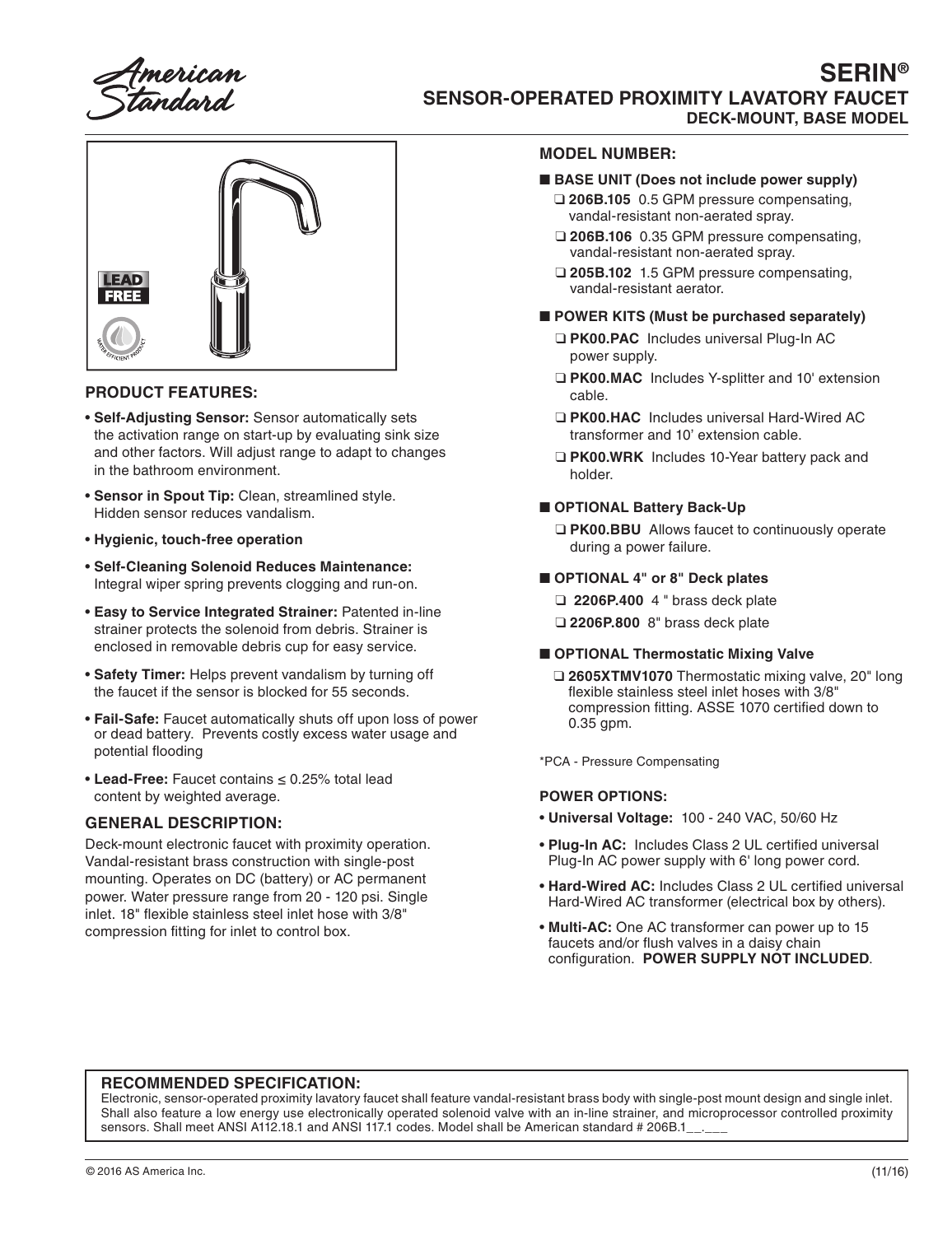American Standard

# SERIN®

## SENSOR-OPERATED PROXIMITY LAVATORY FAUCET

### DECK-MOUNT, BASE MODEL

LEAD FREE

WATER EFFICIENT PRODUCT

### PRODUCT FEATURES:

- **Self-Adjusting Sensor:** Sensor automatically sets the activation range on start-up by evaluating sink size and other factors. Will adjust range to adapt to changes in the bathroom environment.
- **Sensor in Spout Tip:** Clean, streamlined style. Hidden sensor reduces vandalism.
- **Hygienic, touch-free operation**
- **Self-Cleaning Solenoid Reduces Maintenance:** Integral wiper spring prevents clogging and run-on.
- **Easy to Service Integrated Strainer:** Patented in-line strainer protects the solenoid from debris. Strainer is enclosed in removable debris cup for easy service.
- **Safety Timer:** Helps prevent vandalism by turning off the faucet if the sensor is blocked for 55 seconds.
- **Fail-Safe:** Faucet automatically shuts off upon loss of power or dead battery. Prevents costly excess water usage and potential flooding
- **Lead-Free:** Faucet contains ≤ 0.25% total lead content by weighted average.

### GENERAL DESCRIPTION:

Deck-mount electronic faucet with proximity operation. Vandal-resistant brass construction with single-post mounting. Operates on DC (battery) or AC permanent power. Water pressure range from 20 - 120 psi. Single inlet. 18" flexible stainless steel inlet hose with 3/8" compression fitting for inlet to control box.

### MODEL NUMBER:

- **BASE UNIT (Does not include power supply)**
  - ❑ **206B.105** 0.5 GPM pressure compensating, vandal-resistant non-aerated spray.
  - ❑ **206B.106** 0.35 GPM pressure compensating, vandal-resistant non-aerated spray.
  - ❑ **205B.102** 1.5 GPM pressure compensating, vandal-resistant aerator.
- **POWER KITS (Must be purchased separately)**
  - ❑ **PK00.PAC** Includes universal Plug-In AC power supply.
  - ❑ **PK00.MAC** Includes Y-splitter and 10' extension cable.
  - ❑ **PK00.HAC** Includes universal Hard-Wired AC transformer and 10' extension cable.
  - ❑ **PK00.WRK** Includes 10-Year battery pack and holder.
- **OPTIONAL Battery Back-Up**
  - ❑ **PK00.BBU** Allows faucet to continuously operate during a power failure.
- **OPTIONAL 4" or 8" Deck plates**
  - ❑ **2206P.400** 4 " brass deck plate
  - ❑ **2206P.800** 8" brass deck plate
- **OPTIONAL Thermostatic Mixing Valve**
  - ❑ **2605XTMV1070** Thermostatic mixing valve, 20" long flexible stainless steel inlet hoses with 3/8" compression fitting. ASSE 1070 certified down to 0.35 gpm.

*PCA - Pressure Compensating

### POWER OPTIONS:

- **Universal Voltage:** 100 - 240 VAC, 50/60 Hz
- **Plug-In AC:** Includes Class 2 UL certified universal Plug-In AC power supply with 6' long power cord.
- **Hard-Wired AC:** Includes Class 2 UL certified universal Hard-Wired AC transformer (electrical box by others).
- **Multi-AC:** One AC transformer can power up to 15 faucets and/or flush valves in a daisy chain configuration. **POWER SUPPLY NOT INCLUDED**.

### RECOMMENDED SPECIFICATION:

Electronic, sensor-operated proximity lavatory faucet shall feature vandal-resistant brass body with single-post mount design and single inlet. Shall also feature a low energy use electronically operated solenoid valve with an in-line strainer, and microprocessor controlled proximity sensors. Shall meet ANSI A112.18.1 and ANSI 117.1 codes. Model shall be American standard # 206B.1__.___

© 2016 AS America Inc. (11/16)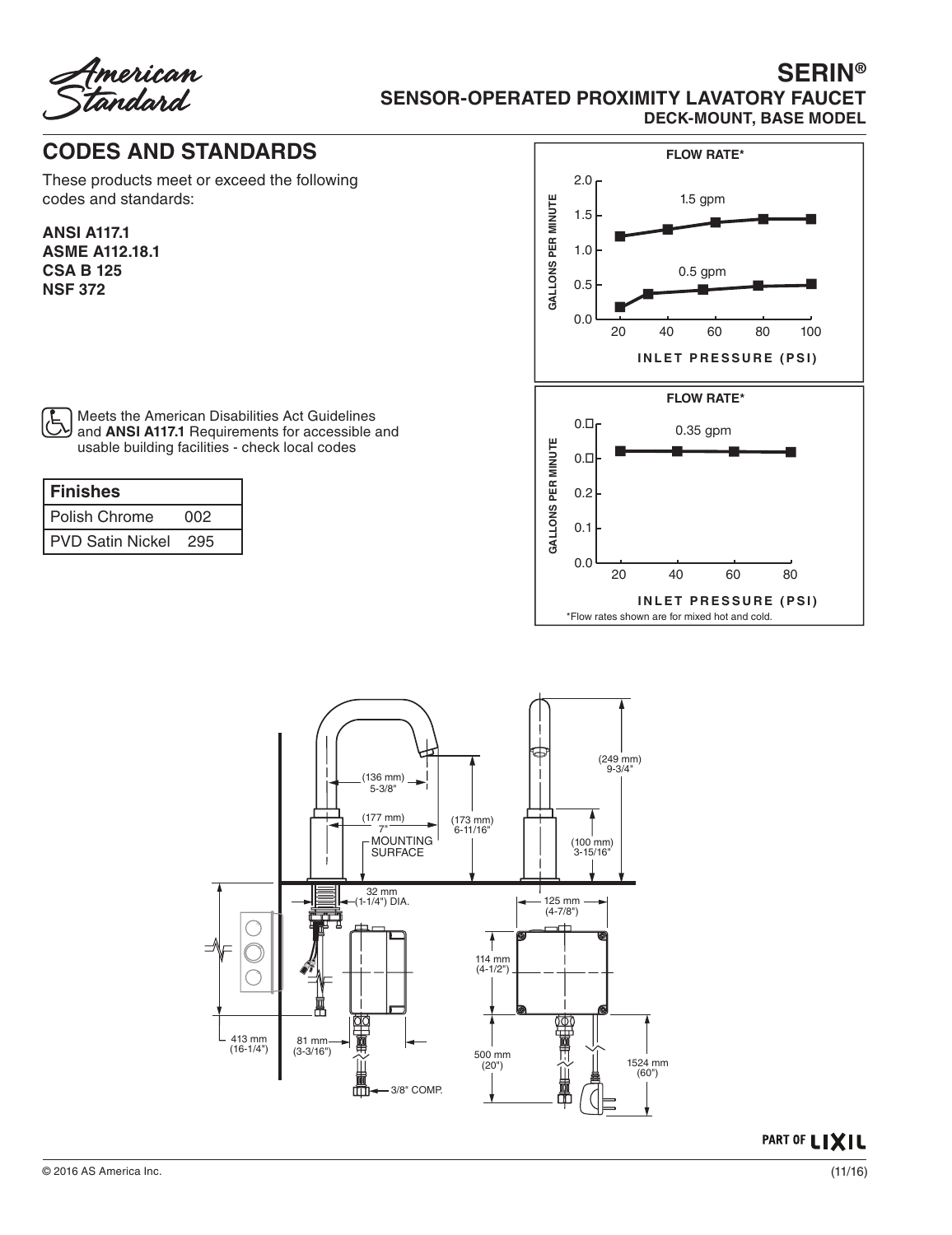American Standard

# SERIN®

## SENSOR-OPERATED PROXIMITY LAVATORY FAUCET

### DECK-MOUNT, BASE MODEL

## CODES AND STANDARDS

These products meet or exceed the following codes and standards:

**ANSI A117.1**
**ASME A112.18.1**
**CSA B 125**
**NSF 372**

Meets the American Disabilities Act Guidelines and **ANSI A117.1** Requirements for accessible and usable building facilities - check local codes

| Finishes | |
|---|---|
| Polish Chrome | 002 |
| PVD Satin Nickel | 295 |

FLOW RATE*

GALLONS PER MINUTE

2.0
1.5
1.0
0.5
0.0

1.5 gpm

0.5 gpm

20 40 60 80 100

INLET PRESSURE (PSI)

FLOW RATE*

GALLONS PER MINUTE

0.□
0.□
0.2
0.1
0.0

0.35 gpm

20 40 60 80

INLET PRESSURE (PSI)

*Flow rates shown are for mixed hot and cold.

(136 mm) 5-3/8"

(177 mm) 7"

MOUNTING SURFACE

(173 mm) 6-11/16"

(249 mm) 9-3/4"

(100 mm) 3-15/16"

32 mm (1-1/4") DIA.

125 mm (4-7/8")

114 mm (4-1/2")

413 mm (16-1/4")

81 mm (3-3/16")

500 mm (20")

1524 mm (60")

3/8" COMP.

PART OF LIXIL

© 2016 AS America Inc.

(11/16)